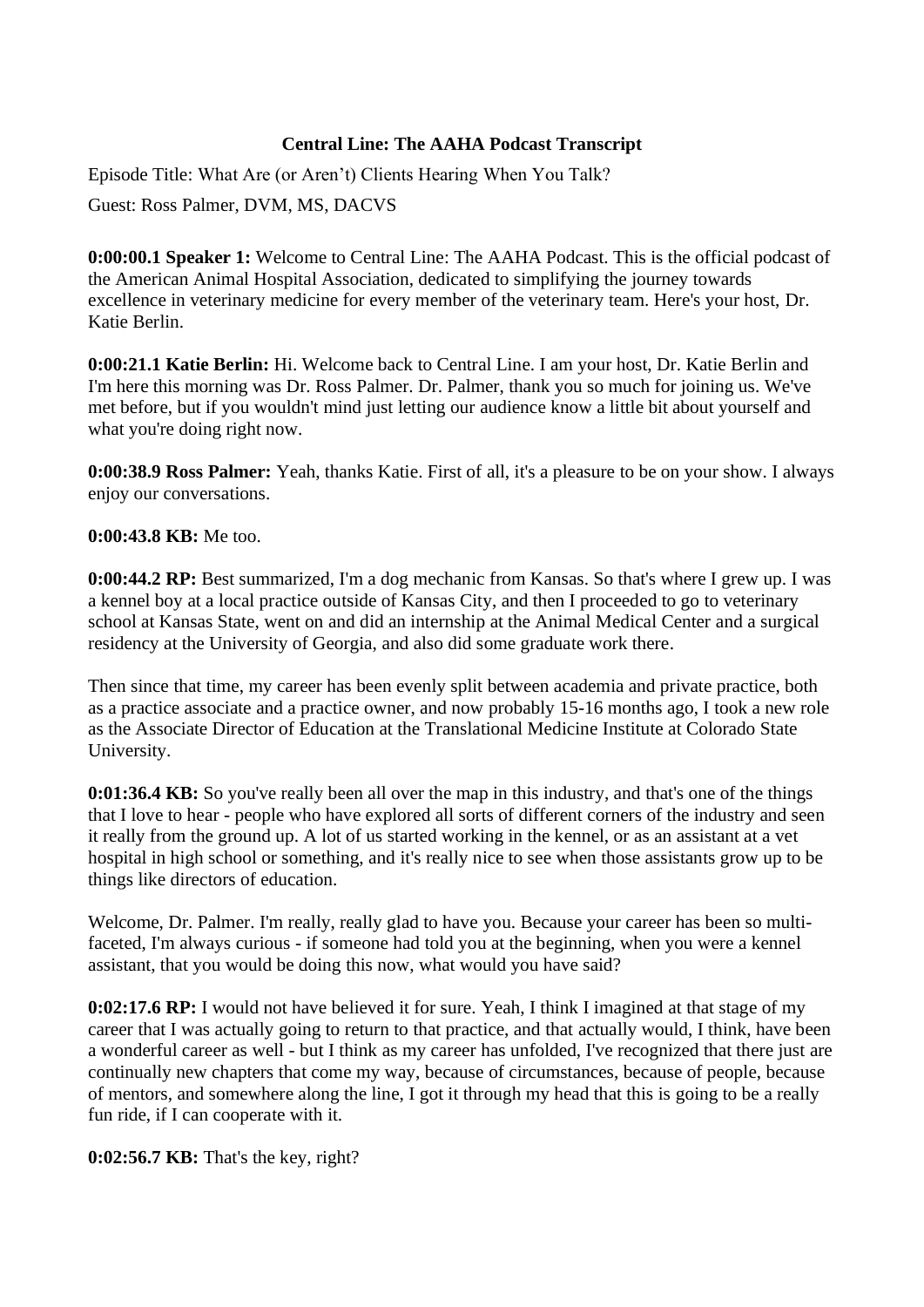**Central Line: The AAHA Podcast Transcript**

Episode Title: What Are (or Aren't) Clients Hearing When You Talk?

Guest: Ross Palmer, DVM, MS, DACVS

**0:00:00.1 Speaker 1:** Welcome to Central Line: The AAHA Podcast. This is the official podcast of the American Animal Hospital Association, dedicated to simplifying the journey towards excellence in veterinary medicine for every member of the veterinary team. Here's your host, Dr. Katie Berlin.

**0:00:21.1 Katie Berlin:** Hi. Welcome back to Central Line. I am your host, Dr. Katie Berlin and I'm here this morning was Dr. Ross Palmer. Dr. Palmer, thank you so much for joining us. We've met before, but if you wouldn't mind just letting our audience know a little bit about yourself and what you're doing right now.

**0:00:38.9 Ross Palmer:** Yeah, thanks Katie. First of all, it's a pleasure to be on your show. I always enjoy our conversations.

**0:00:43.8 KB:** Me too.

**0:00:44.2 RP:** Best summarized, I'm a dog mechanic from Kansas. So that's where I grew up. I was a kennel boy at a local practice outside of Kansas City, and then I proceeded to go to veterinary school at Kansas State, went on and did an internship at the Animal Medical Center and a surgical residency at the University of Georgia, and also did some graduate work there.

Then since that time, my career has been evenly split between academia and private practice, both as a practice associate and a practice owner, and now probably 15-16 months ago, I took a new role as the Associate Director of Education at the Translational Medicine Institute at Colorado State University.

**0:01:36.4 KB:** So you've really been all over the map in this industry, and that's one of the things that I love to hear - people who have explored all sorts of different corners of the industry and seen it really from the ground up. A lot of us started working in the kennel, or as an assistant at a vet hospital in high school or something, and it's really nice to see when those assistants grow up to be things like directors of education.

Welcome, Dr. Palmer. I'm really, really glad to have you. Because your career has been so multi-faceted, I'm always curious - if someone had told you at the beginning, when you were a kennel assistant, that you would be doing this now, what would you have said?

**0:02:17.6 RP:** I would not have believed it for sure. Yeah, I think I imagined at that stage of my career that I was actually going to return to that practice, and that actually would, I think, have been a wonderful career as well - but I think as my career has unfolded, I've recognized that there just are continually new chapters that come my way, because of circumstances, because of people, because of mentors, and somewhere along the line, I got it through my head that this is going to be a really fun ride, if I can cooperate with it.

**0:02:56.7 KB:** That's the key, right?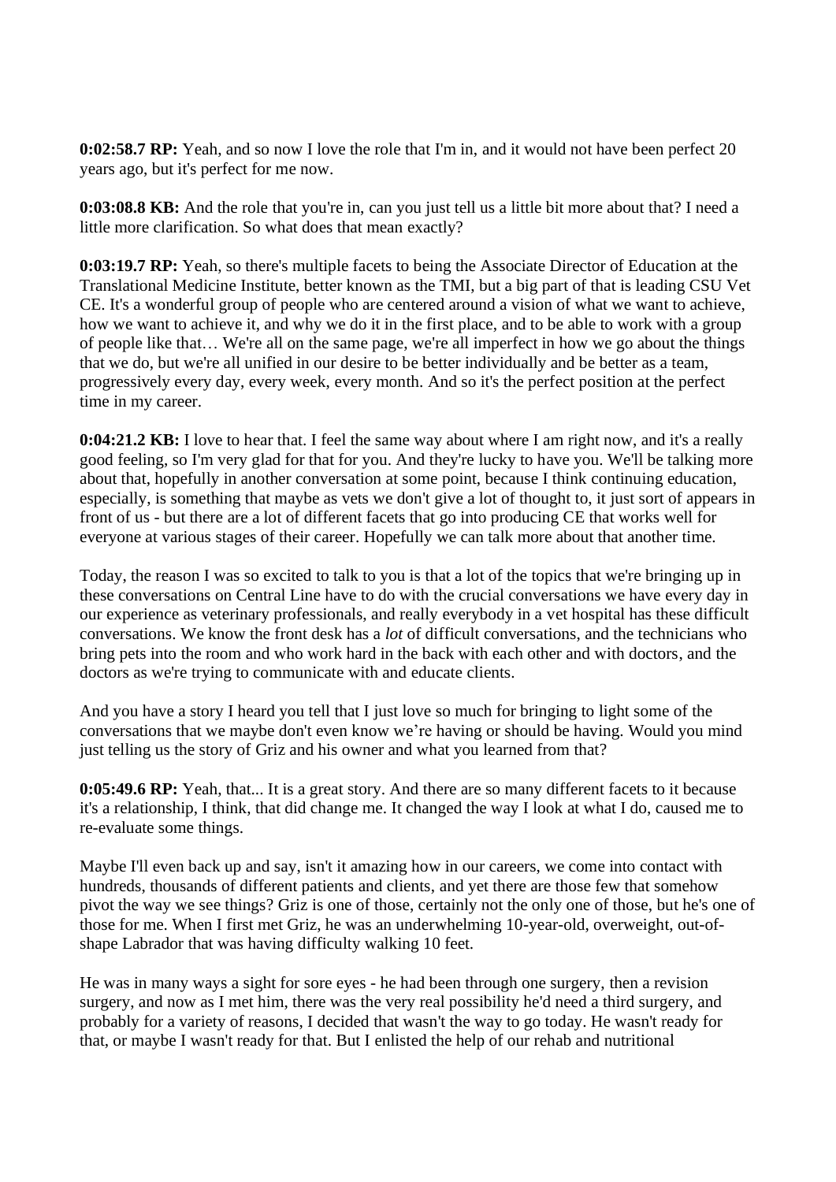**0:02:58.7 RP:** Yeah, and so now I love the role that I'm in, and it would not have been perfect 20 years ago, but it's perfect for me now.

**0:03:08.8 KB:** And the role that you're in, can you just tell us a little bit more about that? I need a little more clarification. So what does that mean exactly?

**0:03:19.7 RP:** Yeah, so there's multiple facets to being the Associate Director of Education at the Translational Medicine Institute, better known as the TMI, but a big part of that is leading CSU Vet CE. It's a wonderful group of people who are centered around a vision of what we want to achieve, how we want to achieve it, and why we do it in the first place, and to be able to work with a group of people like that… We're all on the same page, we're all imperfect in how we go about the things that we do, but we're all unified in our desire to be better individually and be better as a team, progressively every day, every week, every month. And so it's the perfect position at the perfect time in my career.

**0:04:21.2 KB:** I love to hear that. I feel the same way about where I am right now, and it's a really good feeling, so I'm very glad for that for you. And they're lucky to have you. We'll be talking more about that, hopefully in another conversation at some point, because I think continuing education, especially, is something that maybe as vets we don't give a lot of thought to, it just sort of appears in front of us - but there are a lot of different facets that go into producing CE that works well for everyone at various stages of their career. Hopefully we can talk more about that another time.

Today, the reason I was so excited to talk to you is that a lot of the topics that we're bringing up in these conversations on Central Line have to do with the crucial conversations we have every day in our experience as veterinary professionals, and really everybody in a vet hospital has these difficult conversations. We know the front desk has a *lot* of difficult conversations, and the technicians who bring pets into the room and who work hard in the back with each other and with doctors, and the doctors as we're trying to communicate with and educate clients.

And you have a story I heard you tell that I just love so much for bringing to light some of the conversations that we maybe don't even know we're having or should be having. Would you mind just telling us the story of Griz and his owner and what you learned from that?

**0:05:49.6 RP:** Yeah, that... It is a great story. And there are so many different facets to it because it's a relationship, I think, that did change me. It changed the way I look at what I do, caused me to re-evaluate some things.

Maybe I'll even back up and say, isn't it amazing how in our careers, we come into contact with hundreds, thousands of different patients and clients, and yet there are those few that somehow pivot the way we see things? Griz is one of those, certainly not the only one of those, but he's one of those for me. When I first met Griz, he was an underwhelming 10-year-old, overweight, out-of-shape Labrador that was having difficulty walking 10 feet.

He was in many ways a sight for sore eyes - he had been through one surgery, then a revision surgery, and now as I met him, there was the very real possibility he'd need a third surgery, and probably for a variety of reasons, I decided that wasn't the way to go today. He wasn't ready for that, or maybe I wasn't ready for that. But I enlisted the help of our rehab and nutritional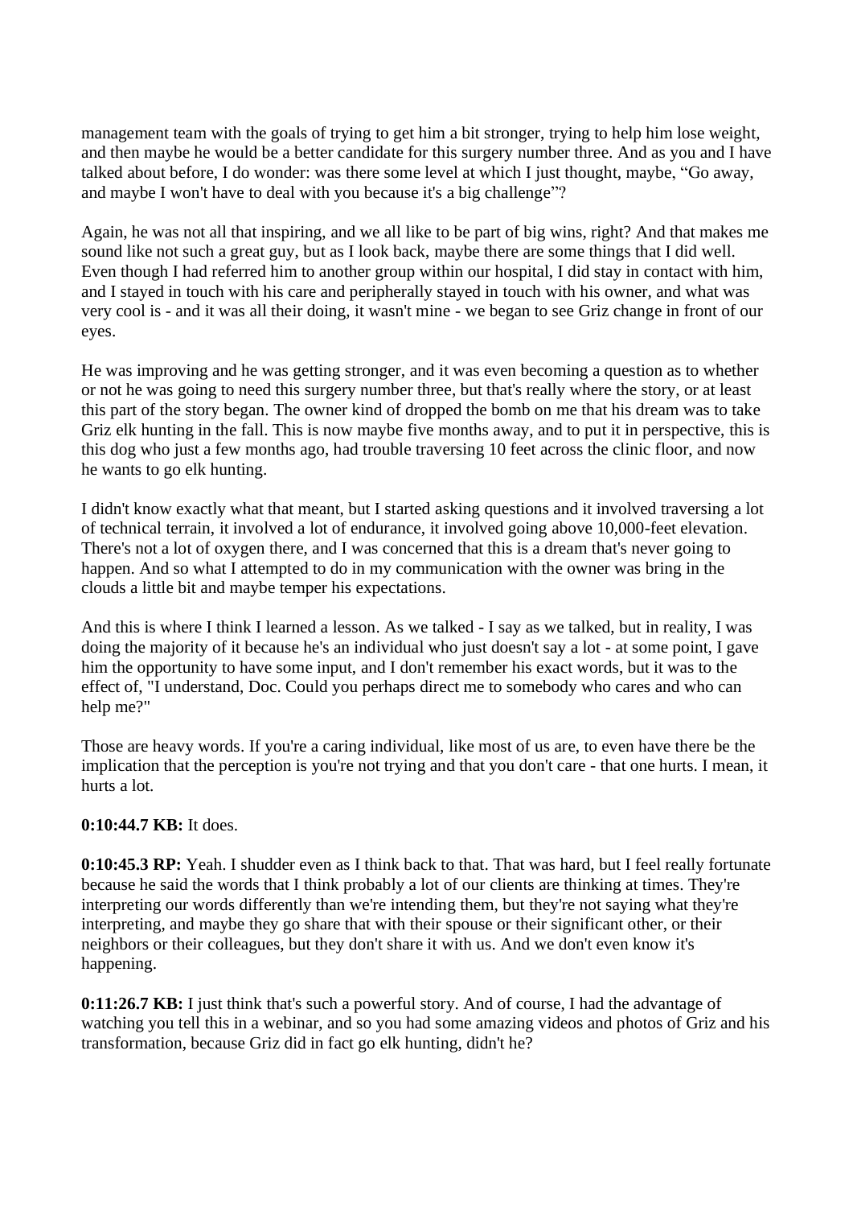management team with the goals of trying to get him a bit stronger, trying to help him lose weight, and then maybe he would be a better candidate for this surgery number three. And as you and I have talked about before, I do wonder: was there some level at which I just thought, maybe, “Go away, and maybe I won't have to deal with you because it's a big challenge”?

Again, he was not all that inspiring, and we all like to be part of big wins, right? And that makes me sound like not such a great guy, but as I look back, maybe there are some things that I did well. Even though I had referred him to another group within our hospital, I did stay in contact with him, and I stayed in touch with his care and peripherally stayed in touch with his owner, and what was very cool is - and it was all their doing, it wasn't mine - we began to see Griz change in front of our eyes.

He was improving and he was getting stronger, and it was even becoming a question as to whether or not he was going to need this surgery number three, but that's really where the story, or at least this part of the story began. The owner kind of dropped the bomb on me that his dream was to take Griz elk hunting in the fall. This is now maybe five months away, and to put it in perspective, this is this dog who just a few months ago, had trouble traversing 10 feet across the clinic floor, and now he wants to go elk hunting.

I didn't know exactly what that meant, but I started asking questions and it involved traversing a lot of technical terrain, it involved a lot of endurance, it involved going above 10,000-feet elevation. There's not a lot of oxygen there, and I was concerned that this is a dream that's never going to happen. And so what I attempted to do in my communication with the owner was bring in the clouds a little bit and maybe temper his expectations.

And this is where I think I learned a lesson. As we talked - I say as we talked, but in reality, I was doing the majority of it because he's an individual who just doesn't say a lot - at some point, I gave him the opportunity to have some input, and I don't remember his exact words, but it was to the effect of, "I understand, Doc. Could you perhaps direct me to somebody who cares and who can help me?"

Those are heavy words. If you're a caring individual, like most of us are, to even have there be the implication that the perception is you're not trying and that you don't care - that one hurts. I mean, it hurts a lot.

**0:10:44.7 KB:** It does.

**0:10:45.3 RP:** Yeah. I shudder even as I think back to that. That was hard, but I feel really fortunate because he said the words that I think probably a lot of our clients are thinking at times. They're interpreting our words differently than we're intending them, but they're not saying what they're interpreting, and maybe they go share that with their spouse or their significant other, or their neighbors or their colleagues, but they don't share it with us. And we don't even know it's happening.

**0:11:26.7 KB:** I just think that's such a powerful story. And of course, I had the advantage of watching you tell this in a webinar, and so you had some amazing videos and photos of Griz and his transformation, because Griz did in fact go elk hunting, didn't he?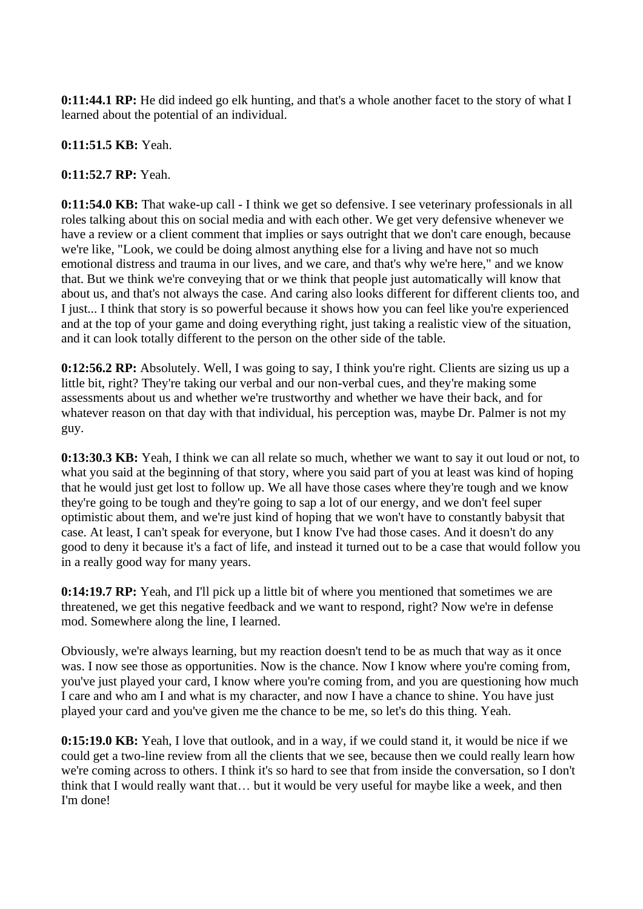**0:11:44.1 RP:** He did indeed go elk hunting, and that's a whole another facet to the story of what I learned about the potential of an individual.

**0:11:51.5 KB:** Yeah.

**0:11:52.7 RP:** Yeah.

**0:11:54.0 KB:** That wake-up call - I think we get so defensive. I see veterinary professionals in all roles talking about this on social media and with each other. We get very defensive whenever we have a review or a client comment that implies or says outright that we don't care enough, because we're like, "Look, we could be doing almost anything else for a living and have not so much emotional distress and trauma in our lives, and we care, and that's why we're here," and we know that. But we think we're conveying that or we think that people just automatically will know that about us, and that's not always the case. And caring also looks different for different clients too, and I just... I think that story is so powerful because it shows how you can feel like you're experienced and at the top of your game and doing everything right, just taking a realistic view of the situation, and it can look totally different to the person on the other side of the table.

**0:12:56.2 RP:** Absolutely. Well, I was going to say, I think you're right. Clients are sizing us up a little bit, right? They're taking our verbal and our non-verbal cues, and they're making some assessments about us and whether we're trustworthy and whether we have their back, and for whatever reason on that day with that individual, his perception was, maybe Dr. Palmer is not my guy.

**0:13:30.3 KB:** Yeah, I think we can all relate so much, whether we want to say it out loud or not, to what you said at the beginning of that story, where you said part of you at least was kind of hoping that he would just get lost to follow up. We all have those cases where they're tough and we know they're going to be tough and they're going to sap a lot of our energy, and we don't feel super optimistic about them, and we're just kind of hoping that we won't have to constantly babysit that case. At least, I can't speak for everyone, but I know I've had those cases. And it doesn't do any good to deny it because it's a fact of life, and instead it turned out to be a case that would follow you in a really good way for many years.

**0:14:19.7 RP:** Yeah, and I'll pick up a little bit of where you mentioned that sometimes we are threatened, we get this negative feedback and we want to respond, right? Now we're in defense mod. Somewhere along the line, I learned.

Obviously, we're always learning, but my reaction doesn't tend to be as much that way as it once was. I now see those as opportunities. Now is the chance. Now I know where you're coming from, you've just played your card, I know where you're coming from, and you are questioning how much I care and who am I and what is my character, and now I have a chance to shine. You have just played your card and you've given me the chance to be me, so let's do this thing. Yeah.

**0:15:19.0 KB:** Yeah, I love that outlook, and in a way, if we could stand it, it would be nice if we could get a two-line review from all the clients that we see, because then we could really learn how we're coming across to others. I think it's so hard to see that from inside the conversation, so I don't think that I would really want that… but it would be very useful for maybe like a week, and then I'm done!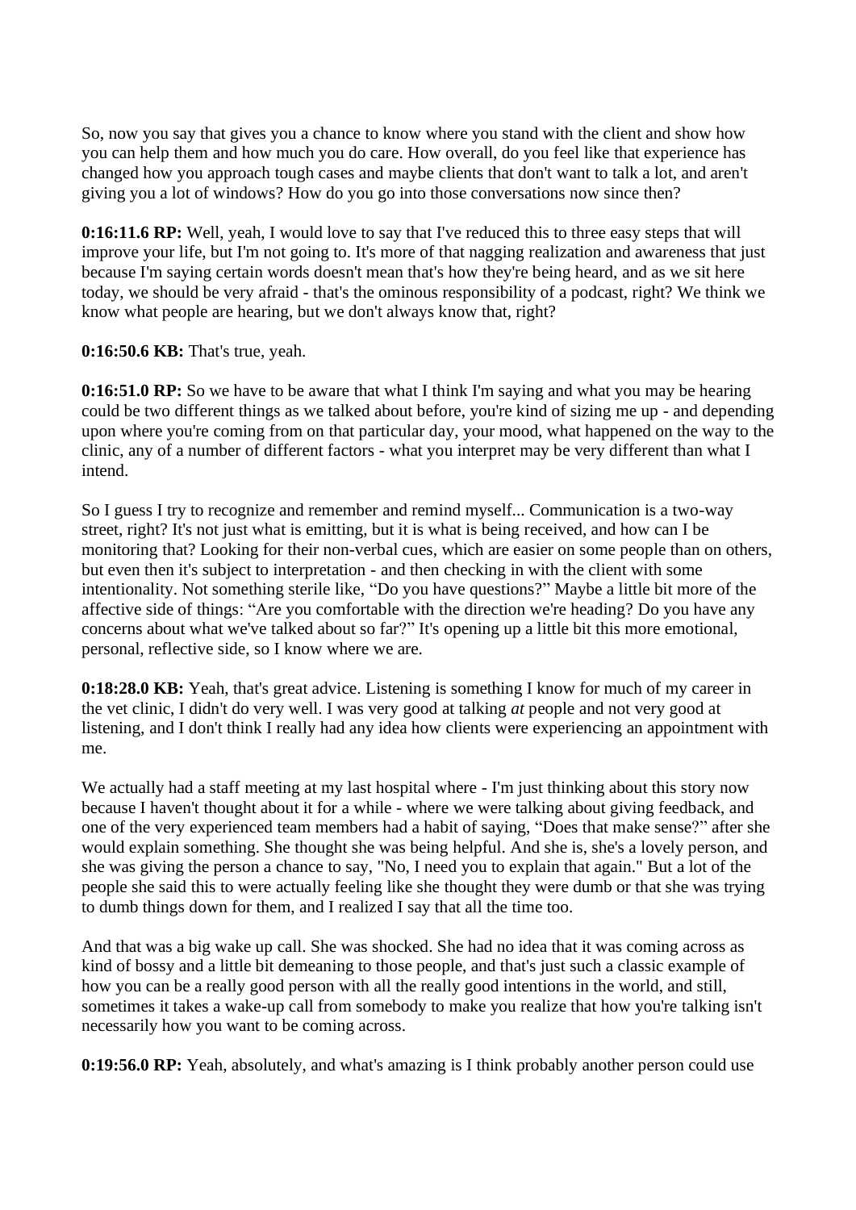So, now you say that gives you a chance to know where you stand with the client and show how you can help them and how much you do care. How overall, do you feel like that experience has changed how you approach tough cases and maybe clients that don't want to talk a lot, and aren't giving you a lot of windows? How do you go into those conversations now since then?

**0:16:11.6 RP:** Well, yeah, I would love to say that I've reduced this to three easy steps that will improve your life, but I'm not going to. It's more of that nagging realization and awareness that just because I'm saying certain words doesn't mean that's how they're being heard, and as we sit here today, we should be very afraid - that's the ominous responsibility of a podcast, right? We think we know what people are hearing, but we don't always know that, right?

**0:16:50.6 KB:** That's true, yeah.

**0:16:51.0 RP:** So we have to be aware that what I think I'm saying and what you may be hearing could be two different things as we talked about before, you're kind of sizing me up - and depending upon where you're coming from on that particular day, your mood, what happened on the way to the clinic, any of a number of different factors - what you interpret may be very different than what I intend.

So I guess I try to recognize and remember and remind myself... Communication is a two-way street, right? It's not just what is emitting, but it is what is being received, and how can I be monitoring that? Looking for their non-verbal cues, which are easier on some people than on others, but even then it's subject to interpretation - and then checking in with the client with some intentionality. Not something sterile like, "Do you have questions?" Maybe a little bit more of the affective side of things: "Are you comfortable with the direction we're heading? Do you have any concerns about what we've talked about so far?" It's opening up a little bit this more emotional, personal, reflective side, so I know where we are.

**0:18:28.0 KB:** Yeah, that's great advice. Listening is something I know for much of my career in the vet clinic, I didn't do very well. I was very good at talking *at* people and not very good at listening, and I don't think I really had any idea how clients were experiencing an appointment with me.

We actually had a staff meeting at my last hospital where - I'm just thinking about this story now because I haven't thought about it for a while - where we were talking about giving feedback, and one of the very experienced team members had a habit of saying, "Does that make sense?" after she would explain something. She thought she was being helpful. And she is, she's a lovely person, and she was giving the person a chance to say, "No, I need you to explain that again." But a lot of the people she said this to were actually feeling like she thought they were dumb or that she was trying to dumb things down for them, and I realized I say that all the time too.

And that was a big wake up call. She was shocked. She had no idea that it was coming across as kind of bossy and a little bit demeaning to those people, and that's just such a classic example of how you can be a really good person with all the really good intentions in the world, and still, sometimes it takes a wake-up call from somebody to make you realize that how you're talking isn't necessarily how you want to be coming across.

**0:19:56.0 RP:** Yeah, absolutely, and what's amazing is I think probably another person could use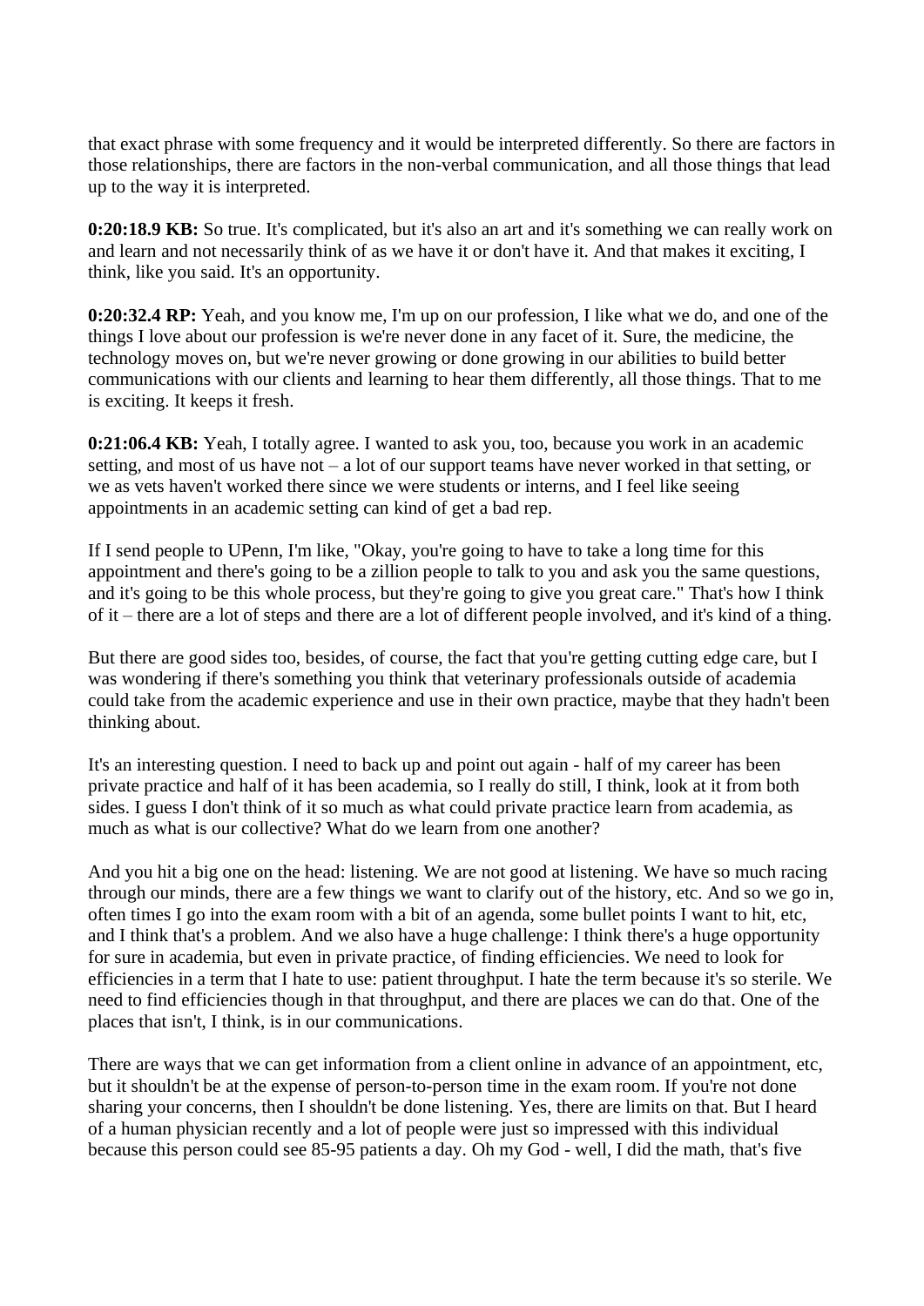that exact phrase with some frequency and it would be interpreted differently. So there are factors in those relationships, there are factors in the non-verbal communication, and all those things that lead up to the way it is interpreted.

**0:20:18.9 KB:** So true. It's complicated, but it's also an art and it's something we can really work on and learn and not necessarily think of as we have it or don't have it. And that makes it exciting, I think, like you said. It's an opportunity.

**0:20:32.4 RP:** Yeah, and you know me, I'm up on our profession, I like what we do, and one of the things I love about our profession is we're never done in any facet of it. Sure, the medicine, the technology moves on, but we're never growing or done growing in our abilities to build better communications with our clients and learning to hear them differently, all those things. That to me is exciting. It keeps it fresh.

**0:21:06.4 KB:** Yeah, I totally agree. I wanted to ask you, too, because you work in an academic setting, and most of us have not – a lot of our support teams have never worked in that setting, or we as vets haven't worked there since we were students or interns, and I feel like seeing appointments in an academic setting can kind of get a bad rep.

If I send people to UPenn, I'm like, "Okay, you're going to have to take a long time for this appointment and there's going to be a zillion people to talk to you and ask you the same questions, and it's going to be this whole process, but they're going to give you great care." That's how I think of it – there are a lot of steps and there are a lot of different people involved, and it's kind of a thing.

But there are good sides too, besides, of course, the fact that you're getting cutting edge care, but I was wondering if there's something you think that veterinary professionals outside of academia could take from the academic experience and use in their own practice, maybe that they hadn't been thinking about.

It's an interesting question. I need to back up and point out again - half of my career has been private practice and half of it has been academia, so I really do still, I think, look at it from both sides. I guess I don't think of it so much as what could private practice learn from academia, as much as what is our collective? What do we learn from one another?

And you hit a big one on the head: listening. We are not good at listening. We have so much racing through our minds, there are a few things we want to clarify out of the history, etc. And so we go in, often times I go into the exam room with a bit of an agenda, some bullet points I want to hit, etc, and I think that's a problem. And we also have a huge challenge: I think there's a huge opportunity for sure in academia, but even in private practice, of finding efficiencies. We need to look for efficiencies in a term that I hate to use: patient throughput. I hate the term because it's so sterile. We need to find efficiencies though in that throughput, and there are places we can do that. One of the places that isn't, I think, is in our communications.

There are ways that we can get information from a client online in advance of an appointment, etc, but it shouldn't be at the expense of person-to-person time in the exam room. If you're not done sharing your concerns, then I shouldn't be done listening. Yes, there are limits on that. But I heard of a human physician recently and a lot of people were just so impressed with this individual because this person could see 85-95 patients a day. Oh my God - well, I did the math, that's five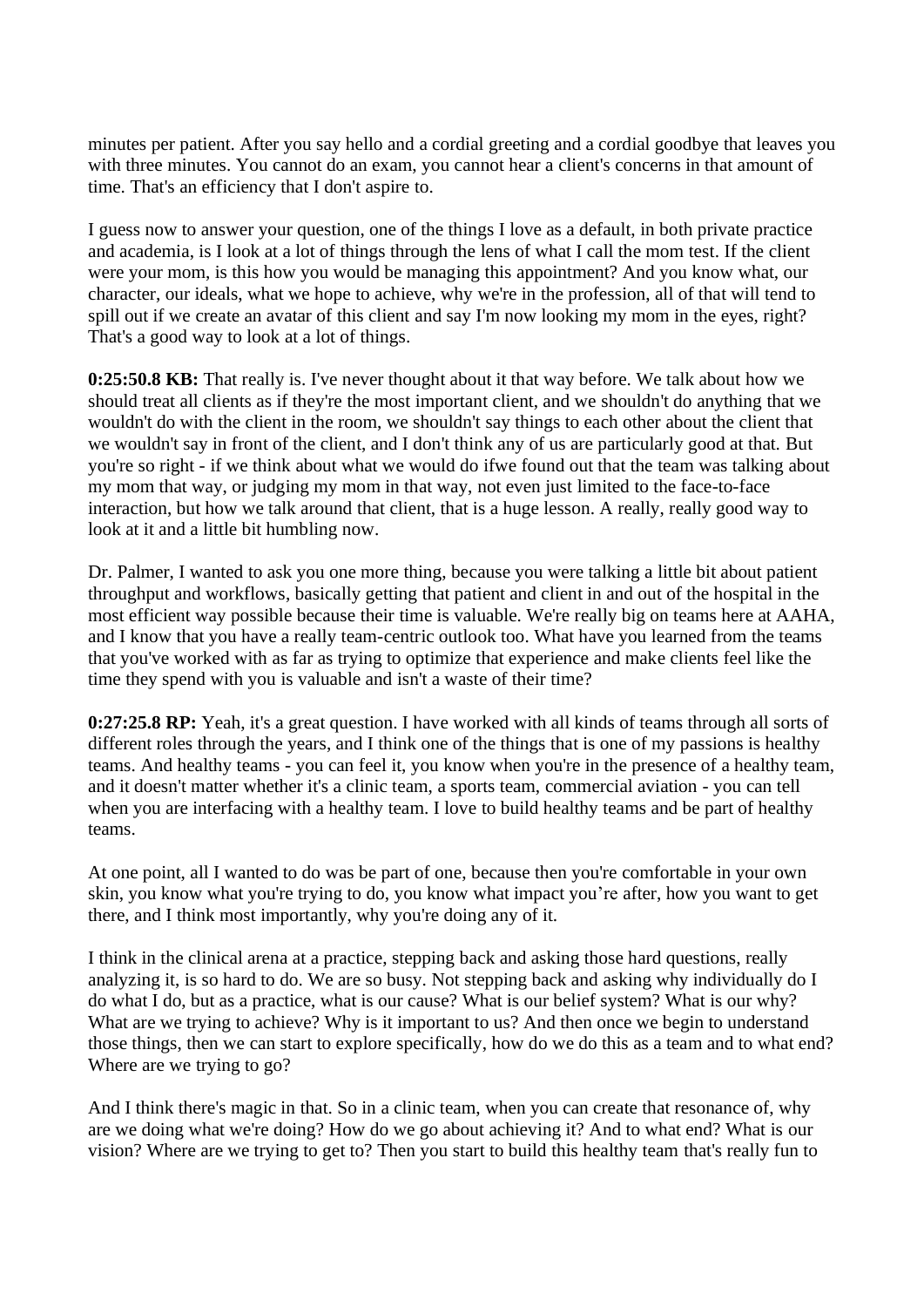minutes per patient. After you say hello and a cordial greeting and a cordial goodbye that leaves you with three minutes. You cannot do an exam, you cannot hear a client's concerns in that amount of time. That's an efficiency that I don't aspire to.

I guess now to answer your question, one of the things I love as a default, in both private practice and academia, is I look at a lot of things through the lens of what I call the mom test. If the client were your mom, is this how you would be managing this appointment? And you know what, our character, our ideals, what we hope to achieve, why we're in the profession, all of that will tend to spill out if we create an avatar of this client and say I'm now looking my mom in the eyes, right? That's a good way to look at a lot of things.

**0:25:50.8 KB:** That really is. I've never thought about it that way before. We talk about how we should treat all clients as if they're the most important client, and we shouldn't do anything that we wouldn't do with the client in the room, we shouldn't say things to each other about the client that we wouldn't say in front of the client, and I don't think any of us are particularly good at that. But you're so right - if we think about what we would do ifwe found out that the team was talking about my mom that way, or judging my mom in that way, not even just limited to the face-to-face interaction, but how we talk around that client, that is a huge lesson. A really, really good way to look at it and a little bit humbling now.

Dr. Palmer, I wanted to ask you one more thing, because you were talking a little bit about patient throughput and workflows, basically getting that patient and client in and out of the hospital in the most efficient way possible because their time is valuable. We're really big on teams here at AAHA, and I know that you have a really team-centric outlook too. What have you learned from the teams that you've worked with as far as trying to optimize that experience and make clients feel like the time they spend with you is valuable and isn't a waste of their time?

**0:27:25.8 RP:** Yeah, it's a great question. I have worked with all kinds of teams through all sorts of different roles through the years, and I think one of the things that is one of my passions is healthy teams. And healthy teams - you can feel it, you know when you're in the presence of a healthy team, and it doesn't matter whether it's a clinic team, a sports team, commercial aviation - you can tell when you are interfacing with a healthy team. I love to build healthy teams and be part of healthy teams.

At one point, all I wanted to do was be part of one, because then you're comfortable in your own skin, you know what you're trying to do, you know what impact you're after, how you want to get there, and I think most importantly, why you're doing any of it.

I think in the clinical arena at a practice, stepping back and asking those hard questions, really analyzing it, is so hard to do. We are so busy. Not stepping back and asking why individually do I do what I do, but as a practice, what is our cause? What is our belief system? What is our why? What are we trying to achieve? Why is it important to us? And then once we begin to understand those things, then we can start to explore specifically, how do we do this as a team and to what end? Where are we trying to go?

And I think there's magic in that. So in a clinic team, when you can create that resonance of, why are we doing what we're doing? How do we go about achieving it? And to what end? What is our vision? Where are we trying to get to? Then you start to build this healthy team that's really fun to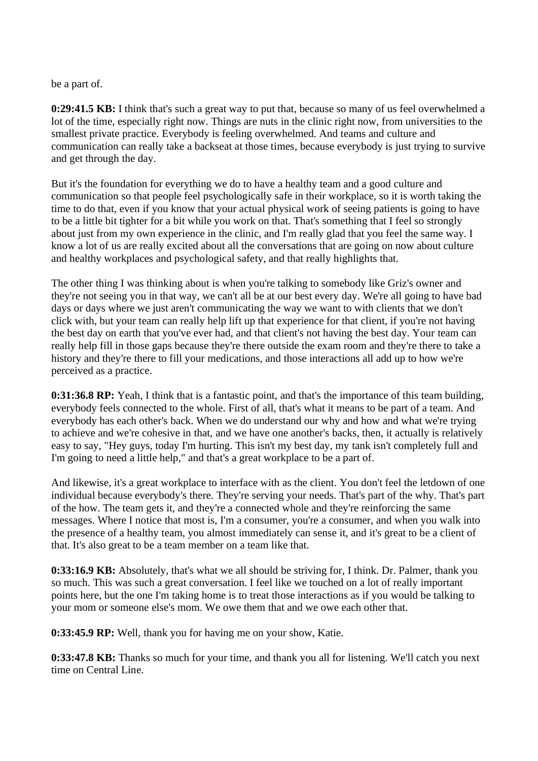be a part of.

**0:29:41.5 KB:** I think that's such a great way to put that, because so many of us feel overwhelmed a lot of the time, especially right now. Things are nuts in the clinic right now, from universities to the smallest private practice. Everybody is feeling overwhelmed. And teams and culture and communication can really take a backseat at those times, because everybody is just trying to survive and get through the day.

But it's the foundation for everything we do to have a healthy team and a good culture and communication so that people feel psychologically safe in their workplace, so it is worth taking the time to do that, even if you know that your actual physical work of seeing patients is going to have to be a little bit tighter for a bit while you work on that. That's something that I feel so strongly about just from my own experience in the clinic, and I'm really glad that you feel the same way. I know a lot of us are really excited about all the conversations that are going on now about culture and healthy workplaces and psychological safety, and that really highlights that.

The other thing I was thinking about is when you're talking to somebody like Griz's owner and they're not seeing you in that way, we can't all be at our best every day. We're all going to have bad days or days where we just aren't communicating the way we want to with clients that we don't click with, but your team can really help lift up that experience for that client, if you're not having the best day on earth that you've ever had, and that client's not having the best day. Your team can really help fill in those gaps because they're there outside the exam room and they're there to take a history and they're there to fill your medications, and those interactions all add up to how we're perceived as a practice.

**0:31:36.8 RP:** Yeah, I think that is a fantastic point, and that's the importance of this team building, everybody feels connected to the whole. First of all, that's what it means to be part of a team. And everybody has each other's back. When we do understand our why and how and what we're trying to achieve and we're cohesive in that, and we have one another's backs, then, it actually is relatively easy to say, "Hey guys, today I'm hurting. This isn't my best day, my tank isn't completely full and I'm going to need a little help," and that's a great workplace to be a part of.

And likewise, it's a great workplace to interface with as the client. You don't feel the letdown of one individual because everybody's there. They're serving your needs. That's part of the why. That's part of the how. The team gets it, and they're a connected whole and they're reinforcing the same messages. Where I notice that most is, I'm a consumer, you're a consumer, and when you walk into the presence of a healthy team, you almost immediately can sense it, and it's great to be a client of that. It's also great to be a team member on a team like that.

**0:33:16.9 KB:** Absolutely, that's what we all should be striving for, I think. Dr. Palmer, thank you so much. This was such a great conversation. I feel like we touched on a lot of really important points here, but the one I'm taking home is to treat those interactions as if you would be talking to your mom or someone else's mom. We owe them that and we owe each other that.

**0:33:45.9 RP:** Well, thank you for having me on your show, Katie.

**0:33:47.8 KB:** Thanks so much for your time, and thank you all for listening. We'll catch you next time on Central Line.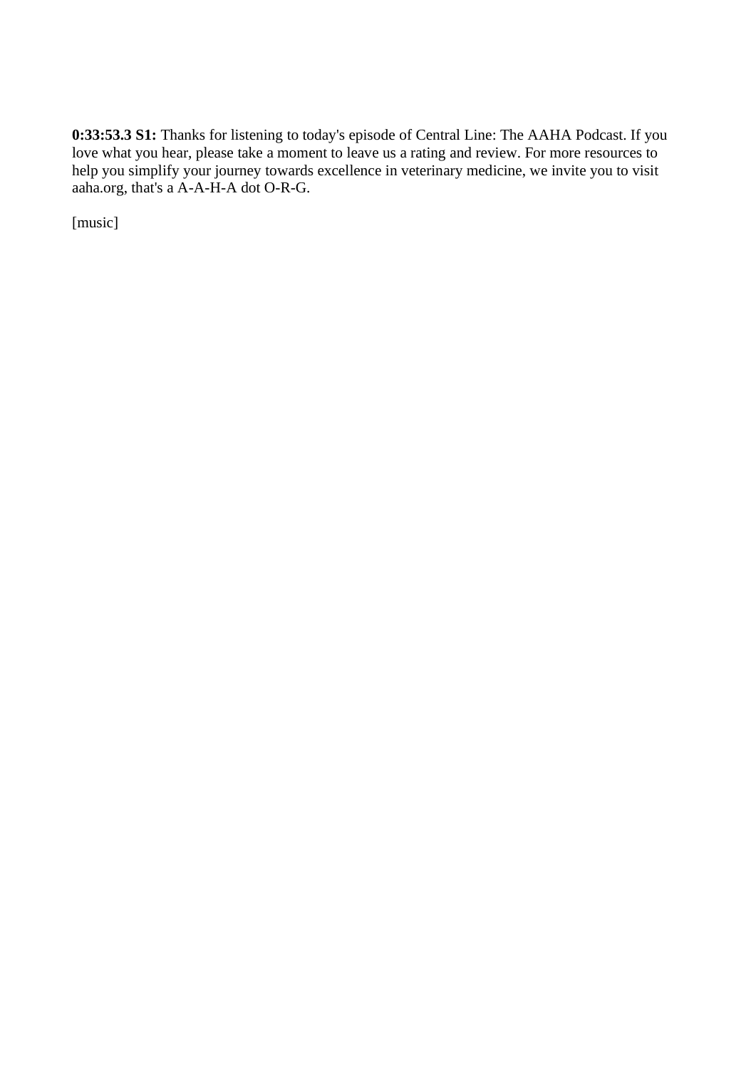**0:33:53.3 S1:** Thanks for listening to today's episode of Central Line: The AAHA Podcast. If you love what you hear, please take a moment to leave us a rating and review. For more resources to help you simplify your journey towards excellence in veterinary medicine, we invite you to visit aaha.org, that's a A-A-H-A dot O-R-G.

[music]